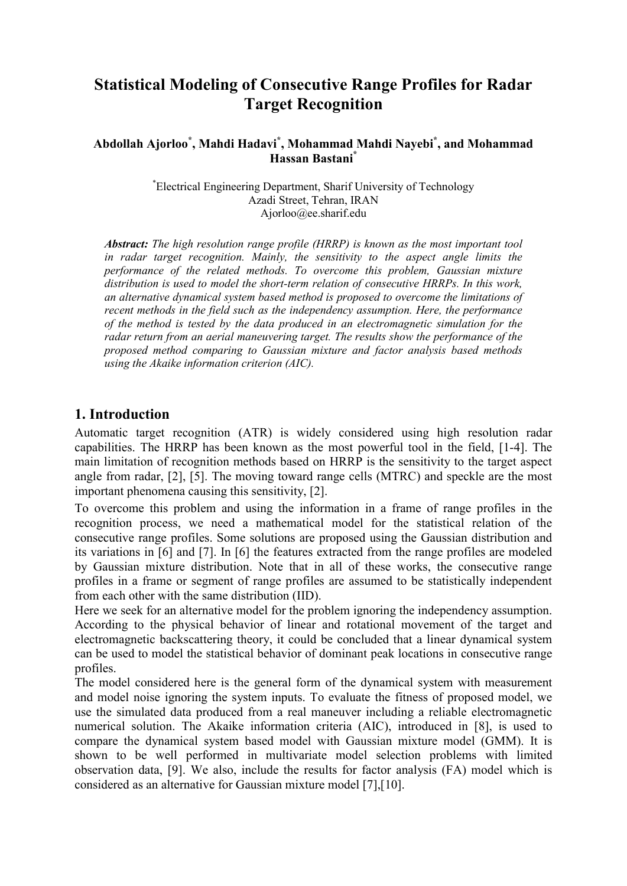# Statistical Modeling of Consecutive Range Profiles for Radar Target Recognition

**Abdollah Ajorloo[*], Mahdi Hadavi[*], Mohammad Mahdi Nayebi[*], and Mohammad Hassan Bastani[*]**

[*]Electrical Engineering Department, Sharif University of Technology  
Azadi Street, Tehran, IRAN  
Ajorloo@ee.sharif.edu

***Abstract:*** *The high resolution range profile (HRRP) is known as the most important tool in radar target recognition. Mainly, the sensitivity to the aspect angle limits the performance of the related methods. To overcome this problem, Gaussian mixture distribution is used to model the short-term relation of consecutive HRRPs. In this work, an alternative dynamical system based method is proposed to overcome the limitations of recent methods in the field such as the independency assumption. Here, the performance of the method is tested by the data produced in an electromagnetic simulation for the radar return from an aerial maneuvering target. The results show the performance of the proposed method comparing to Gaussian mixture and factor analysis based methods using the Akaike information criterion (AIC).*

## 1. Introduction

Automatic target recognition (ATR) is widely considered using high resolution radar capabilities. The HRRP has been known as the most powerful tool in the field, [1-4]. The main limitation of recognition methods based on HRRP is the sensitivity to the target aspect angle from radar, [2], [5]. The moving toward range cells (MTRC) and speckle are the most important phenomena causing this sensitivity, [2].

To overcome this problem and using the information in a frame of range profiles in the recognition process, we need a mathematical model for the statistical relation of the consecutive range profiles. Some solutions are proposed using the Gaussian distribution and its variations in [6] and [7]. In [6] the features extracted from the range profiles are modeled by Gaussian mixture distribution. Note that in all of these works, the consecutive range profiles in a frame or segment of range profiles are assumed to be statistically independent from each other with the same distribution (IID).

Here we seek for an alternative model for the problem ignoring the independency assumption. According to the physical behavior of linear and rotational movement of the target and electromagnetic backscattering theory, it could be concluded that a linear dynamical system can be used to model the statistical behavior of dominant peak locations in consecutive range profiles.

The model considered here is the general form of the dynamical system with measurement and model noise ignoring the system inputs. To evaluate the fitness of proposed model, we use the simulated data produced from a real maneuver including a reliable electromagnetic numerical solution. The Akaike information criteria (AIC), introduced in [8], is used to compare the dynamical system based model with Gaussian mixture model (GMM). It is shown to be well performed in multivariate model selection problems with limited observation data, [9]. We also, include the results for factor analysis (FA) model which is considered as an alternative for Gaussian mixture model [7],[10].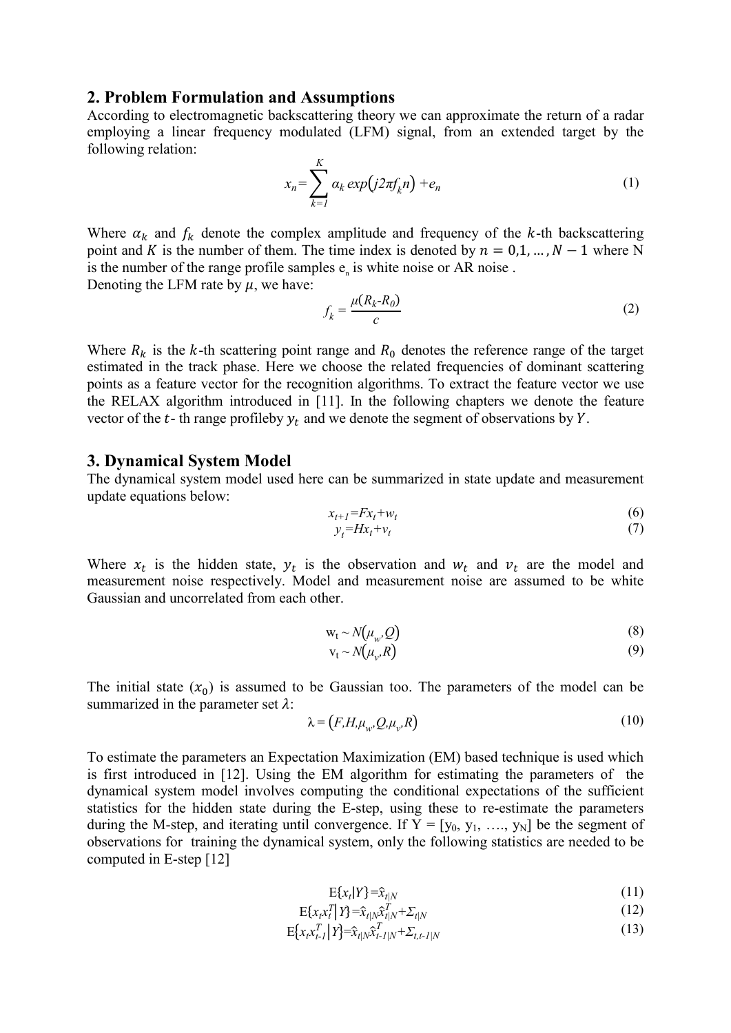## 2. Problem Formulation and Assumptions

According to electromagnetic backscattering theory we can approximate the return of a radar employing a linear frequency modulated (LFM) signal, from an extended target by the following relation:

$$x_n = \sum_{k=1}^{K} \alpha_k \exp\left(j2\pi f_k n\right) + e_n \tag{1}$$

Where $\alpha_k$ and $f_k$ denote the complex amplitude and frequency of the $k$-th backscattering point and $K$ is the number of them. The time index is denoted by $n = 0,1,\ldots,N-1$ where N is the number of the range profile samples $e_n$ is white noise or AR noise .

Denoting the LFM rate by $\mu$, we have:

$$f_k = \frac{\mu(R_k - R_0)}{c} \tag{2}$$

Where $R_k$ is the $k$-th scattering point range and $R_0$ denotes the reference range of the target estimated in the track phase. Here we choose the related frequencies of dominant scattering points as a feature vector for the recognition algorithms. To extract the feature vector we use the RELAX algorithm introduced in [11]. In the following chapters we denote the feature vector of the $t$- th range profileby $y_t$ and we denote the segment of observations by $Y$.

## 3. Dynamical System Model

The dynamical system model used here can be summarized in state update and measurement update equations below:

$$x_{t+1} = Fx_t + w_t \tag{6}$$

$$y_t = Hx_t + v_t \tag{7}$$

Where $x_t$ is the hidden state, $y_t$ is the observation and $w_t$ and $v_t$ are the model and measurement noise respectively. Model and measurement noise are assumed to be white Gaussian and uncorrelated from each other.

$$w_t \sim N\left(\mu_w, Q\right) \tag{8}$$

$$v_t \sim N\left(\mu_v, R\right) \tag{9}$$

The initial state ($x_0$) is assumed to be Gaussian too. The parameters of the model can be summarized in the parameter set $\lambda$:

$$\lambda = \left(F, H, \mu_w, Q, \mu_v, R\right) \tag{10}$$

To estimate the parameters an Expectation Maximization (EM) based technique is used which is first introduced in [12]. Using the EM algorithm for estimating the parameters of the dynamical system model involves computing the conditional expectations of the sufficient statistics for the hidden state during the E-step, using these to re-estimate the parameters during the M-step, and iterating until convergence. If $Y = [y_0, y_1, \ldots, y_N]$ be the segment of observations for training the dynamical system, only the following statistics are needed to be computed in E-step [12]

$$E\{x_t|Y\} = \hat{x}_{t|N} \tag{11}$$

$$E\{x_t x_t^T|Y\} = \hat{x}_{t|N}\hat{x}_{t|N}^T + \Sigma_{t|N} \tag{12}$$

$$E\{x_t x_{t-1}^T|Y\} = \hat{x}_{t|N}\hat{x}_{t-1|N}^T + \Sigma_{t,t-1|N} \tag{13}$$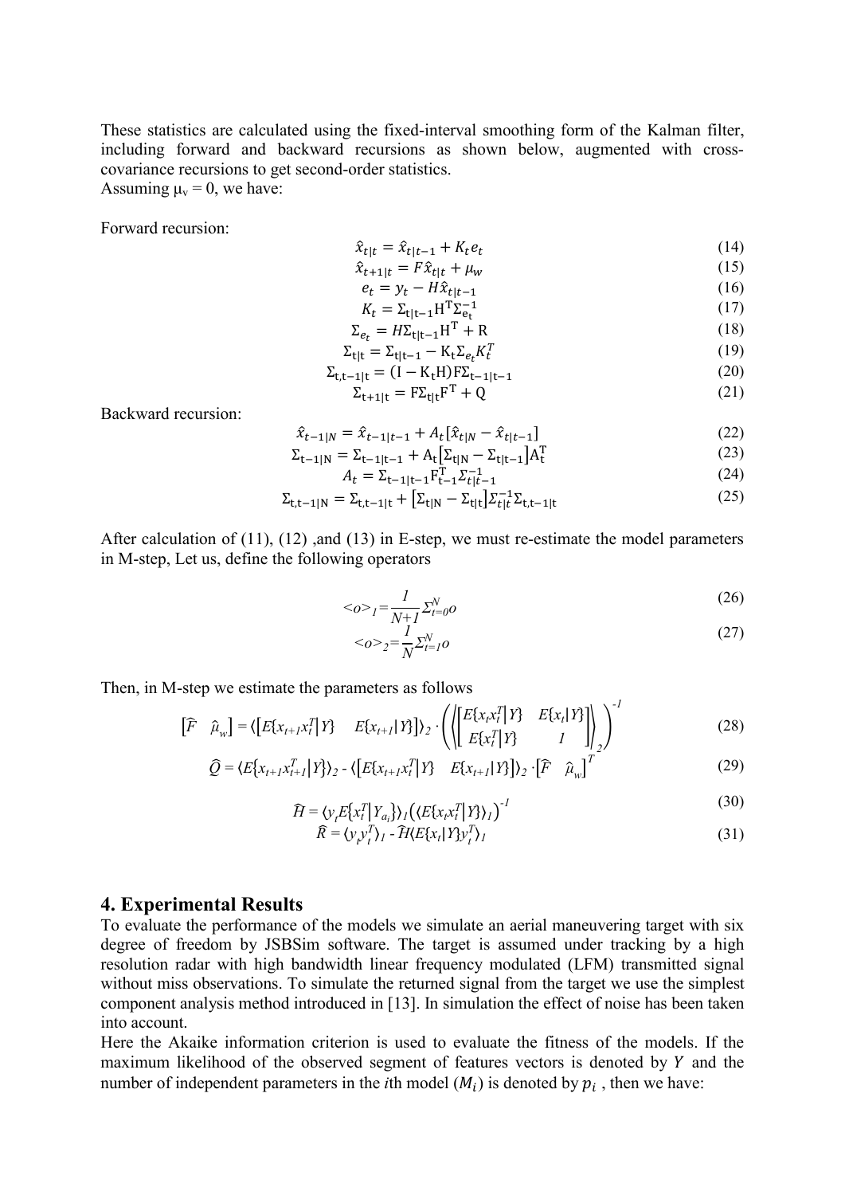These statistics are calculated using the fixed-interval smoothing form of the Kalman filter, including forward and backward recursions as shown below, augmented with cross-covariance recursions to get second-order statistics.
Assuming $\mu_v = 0$, we have:

Forward recursion:

$$\hat{x}_{t|t} = \hat{x}_{t|t-1} + K_t e_t \tag{14}$$

$$\hat{x}_{t+1|t} = F\hat{x}_{t|t} + \mu_w \tag{15}$$

$$e_t = y_t - H\hat{x}_{t|t-1} \tag{16}$$

$$K_t = \Sigma_{t|t-1} H^T \Sigma_{e_t}^{-1} \tag{17}$$

$$\Sigma_{e_t} = H\Sigma_{t|t-1} H^T + R \tag{18}$$

$$\Sigma_{t|t} = \Sigma_{t|t-1} - K_t \Sigma_{e_t} K_t^T \tag{19}$$

$$\Sigma_{t,t-1|t} = (I - K_t H) F \Sigma_{t-1|t-1} \tag{20}$$

$$\Sigma_{t+1|t} = F\Sigma_{t|t} F^T + Q \tag{21}$$

Backward recursion:

$$\hat{x}_{t-1|N} = \hat{x}_{t-1|t-1} + A_t [\hat{x}_{t|N} - \hat{x}_{t|t-1}] \tag{22}$$

$$\Sigma_{t-1|N} = \Sigma_{t-1|t-1} + A_t [\Sigma_{t|N} - \Sigma_{t|t-1}] A_t^T \tag{23}$$

$$A_t = \Sigma_{t-1|t-1} F_{t-1}^T \Sigma_{t|t-1}^{-1} \tag{24}$$

$$\Sigma_{t,t-1|N} = \Sigma_{t,t-1|t} + [\Sigma_{t|N} - \Sigma_{t|t}] \Sigma_{t|t}^{-1} \Sigma_{t,t-1|t} \tag{25}$$

After calculation of (11), (12) ,and (13) in E-step, we must re-estimate the model parameters in M-step, Let us, define the following operators

$$<o>_1 = \frac{1}{N+1} \Sigma_{t=0}^{N} o \tag{26}$$

$$<o>_2 = \frac{1}{N} \Sigma_{t=1}^{N} o \tag{27}$$

Then, in M-step we estimate the parameters as follows

$$\begin{bmatrix} \hat{F} & \hat{\mu}_w \end{bmatrix} = \langle \begin{bmatrix} E\{x_{t+1} x_t^T | Y\} & E\{x_{t+1} | Y\} \end{bmatrix} \rangle_2 \cdot \left( \left\langle \begin{bmatrix} E\{x_t x_t^T | Y\} & E\{x_t | Y\} \\ E\{x_t^T | Y\} & 1 \end{bmatrix} \right\rangle_2 \right)^{-1} \tag{28}$$

$$\hat{Q} = \langle E\{x_{t+1} x_{t+1}^T | Y\} \rangle_2 - \langle \begin{bmatrix} E\{x_{t+1} x_t^T | Y\} & E\{x_{t+1} | Y\} \end{bmatrix} \rangle_2 \cdot \begin{bmatrix} \hat{F} & \hat{\mu}_w \end{bmatrix}^T \tag{29}$$

$$\hat{H} = \langle y_t E\{x_t^T | Y_{a_i}\} \rangle_1 \left( \langle E\{x_t x_t^T | Y\} \rangle_1 \right)^{-1} \tag{30}$$

$$\hat{R} = \langle y_t y_t^T \rangle_1 - \hat{H} \langle E\{x_t | Y\} y_t^T \rangle_1 \tag{31}$$

## 4. Experimental Results

To evaluate the performance of the models we simulate an aerial maneuvering target with six degree of freedom by JSBSim software. The target is assumed under tracking by a high resolution radar with high bandwidth linear frequency modulated (LFM) transmitted signal without miss observations. To simulate the returned signal from the target we use the simplest component analysis method introduced in [13]. In simulation the effect of noise has been taken into account.

Here the Akaike information criterion is used to evaluate the fitness of the models. If the maximum likelihood of the observed segment of features vectors is denoted by $Y$ and the number of independent parameters in the $i$th model ($M_i$) is denoted by $p_i$ , then we have: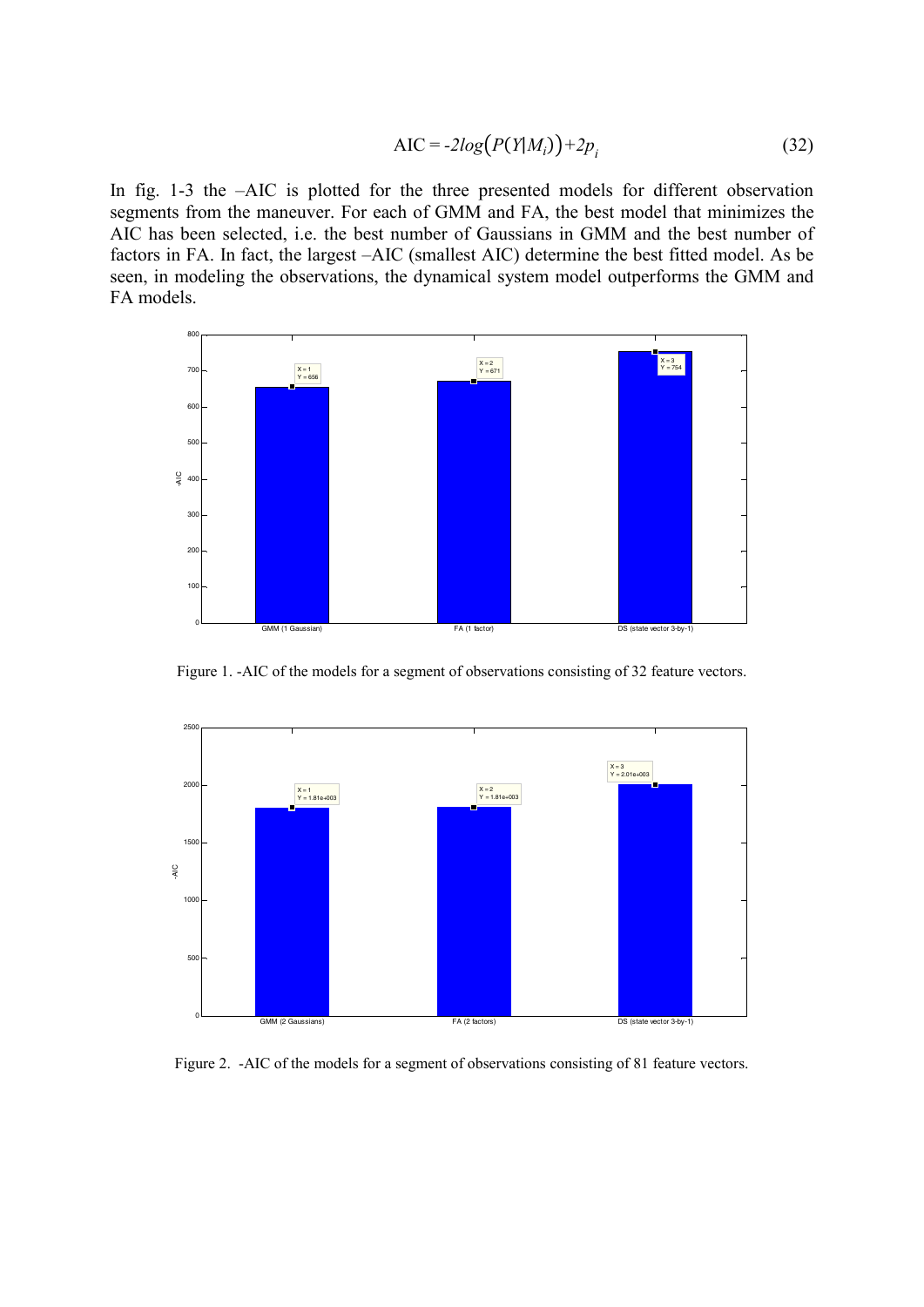$$\text{AIC} = -2log\big(P(Y|M_i)\big) + 2p_i \tag{32}$$

In fig. 1-3 the –AIC is plotted for the three presented models for different observation segments from the maneuver. For each of GMM and FA, the best model that minimizes the AIC has been selected, i.e. the best number of Gaussians in GMM and the best number of factors in FA. In fact, the largest –AIC (smallest AIC) determine the best fitted model. As be seen, in modeling the observations, the dynamical system model outperforms the GMM and FA models.

Figure 1. -AIC of the models for a segment of observations consisting of 32 feature vectors.

Figure 2. -AIC of the models for a segment of observations consisting of 81 feature vectors.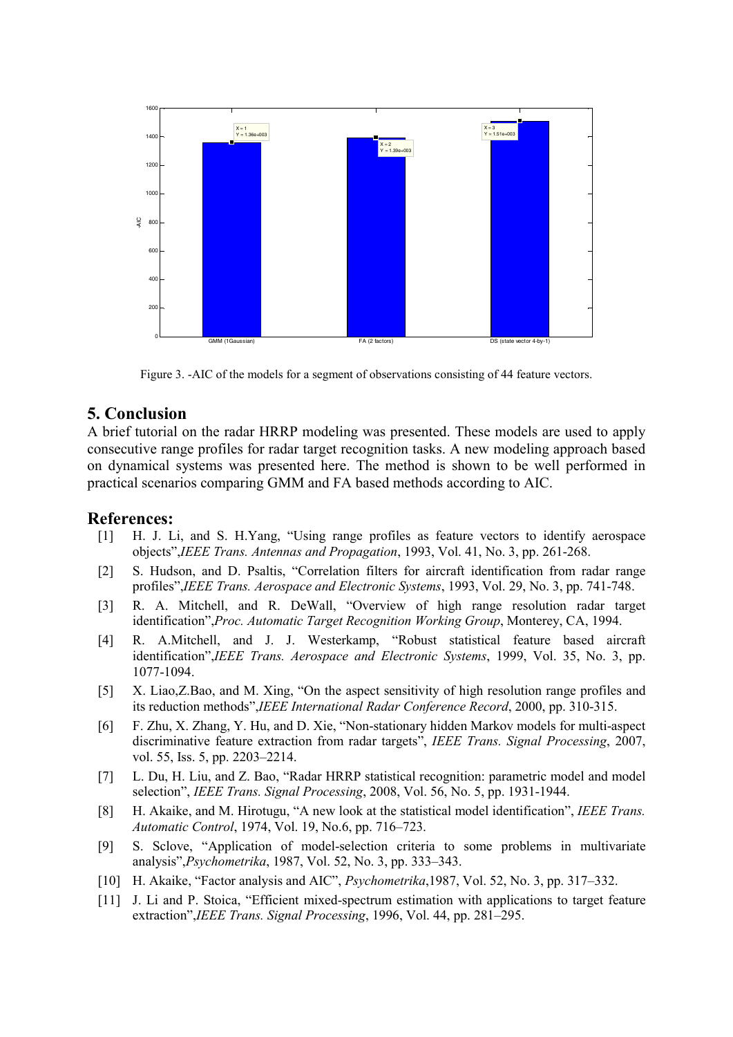Figure 3. -AIC of the models for a segment of observations consisting of 44 feature vectors.

## 5. Conclusion

A brief tutorial on the radar HRRP modeling was presented. These models are used to apply consecutive range profiles for radar target recognition tasks. A new modeling approach based on dynamical systems was presented here. The method is shown to be well performed in practical scenarios comparing GMM and FA based methods according to AIC.

## References:

[1] H. J. Li, and S. H.Yang, "Using range profiles as feature vectors to identify aerospace objects",*IEEE Trans. Antennas and Propagation*, 1993, Vol. 41, No. 3, pp. 261-268.

[2] S. Hudson, and D. Psaltis, "Correlation filters for aircraft identification from radar range profiles",*IEEE Trans. Aerospace and Electronic Systems*, 1993, Vol. 29, No. 3, pp. 741-748.

[3] R. A. Mitchell, and R. DeWall, "Overview of high range resolution radar target identification",*Proc. Automatic Target Recognition Working Group*, Monterey, CA, 1994.

[4] R. A.Mitchell, and J. J. Westerkamp, "Robust statistical feature based aircraft identification",*IEEE Trans. Aerospace and Electronic Systems*, 1999, Vol. 35, No. 3, pp. 1077-1094.

[5] X. Liao,Z.Bao, and M. Xing, "On the aspect sensitivity of high resolution range profiles and its reduction methods",*IEEE International Radar Conference Record*, 2000, pp. 310-315.

[6] F. Zhu, X. Zhang, Y. Hu, and D. Xie, "Non-stationary hidden Markov models for multi-aspect discriminative feature extraction from radar targets", *IEEE Trans. Signal Processing*, 2007, vol. 55, Iss. 5, pp. 2203–2214.

[7] L. Du, H. Liu, and Z. Bao, "Radar HRRP statistical recognition: parametric model and model selection", *IEEE Trans. Signal Processing*, 2008, Vol. 56, No. 5, pp. 1931-1944.

[8] H. Akaike, and M. Hirotugu, "A new look at the statistical model identification", *IEEE Trans. Automatic Control*, 1974, Vol. 19, No.6, pp. 716–723.

[9] S. Sclove, "Application of model-selection criteria to some problems in multivariate analysis",*Psychometrika*, 1987, Vol. 52, No. 3, pp. 333–343.

[10] H. Akaike, "Factor analysis and AIC", *Psychometrika*,1987, Vol. 52, No. 3, pp. 317–332.

[11] J. Li and P. Stoica, "Efficient mixed-spectrum estimation with applications to target feature extraction",*IEEE Trans. Signal Processing*, 1996, Vol. 44, pp. 281–295.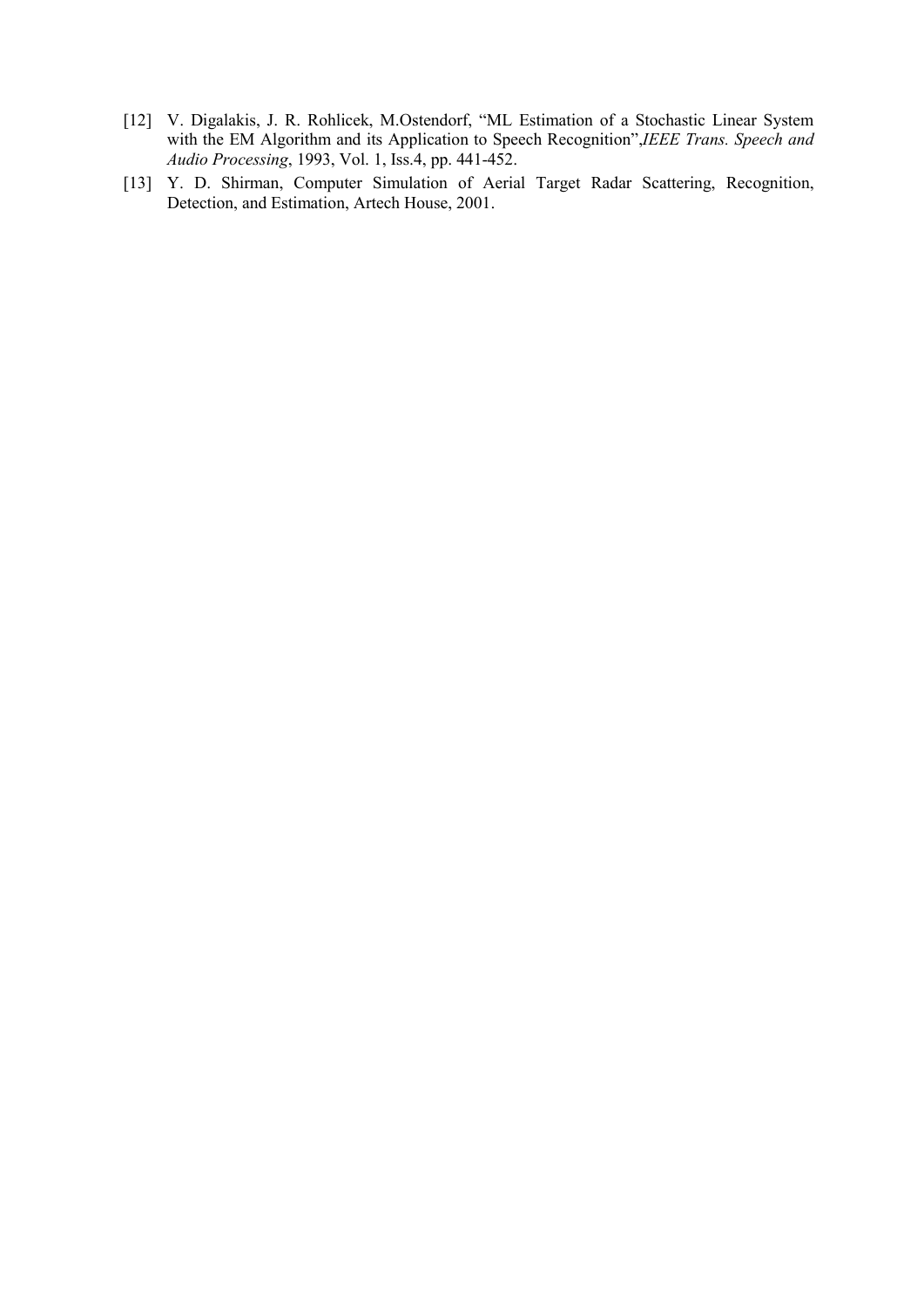[12] V. Digalakis, J. R. Rohlicek, M.Ostendorf, "ML Estimation of a Stochastic Linear System with the EM Algorithm and its Application to Speech Recognition",*IEEE Trans. Speech and Audio Processing*, 1993, Vol. 1, Iss.4, pp. 441-452.

[13] Y. D. Shirman, Computer Simulation of Aerial Target Radar Scattering, Recognition, Detection, and Estimation, Artech House, 2001.